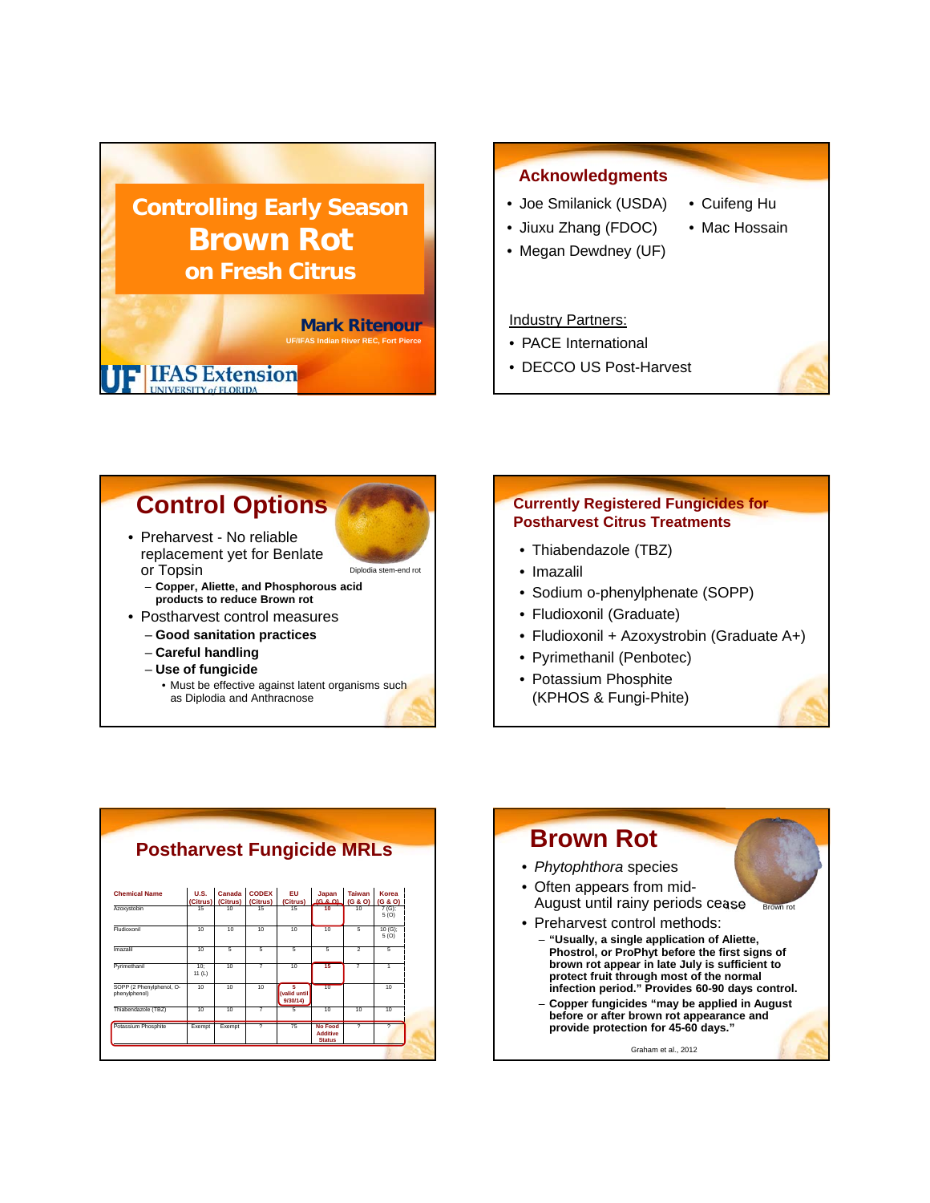# Controlling Early Season Brown Rot on Fresh Citrus

**Mark Ritenour**
UF/IFAS Indian River REC, Fort Pierce

UF | IFAS Extension
UNIVERSITY of FLORIDA

## Acknowledgments

- Joe Smilanick (USDA)
- Jiuxu Zhang (FDOC)
- Megan Dewdney (UF)
- Cuifeng Hu
- Mac Hossain

Industry Partners:

- PACE International
- DECCO US Post-Harvest

## Control Options

- Preharvest - No reliable replacement yet for Benlate or Topsin
  - **Copper, Aliette, and Phosphorous acid products to reduce Brown rot**
- Postharvest control measures
  - **Good sanitation practices**
  - **Careful handling**
  - **Use of fungicide**
    - Must be effective against latent organisms such as Diplodia and Anthracnose

Diplodia stem-end rot

## Currently Registered Fungicides for Postharvest Citrus Treatments

- Thiabendazole (TBZ)
- Imazalil
- Sodium o-phenylphenate (SOPP)
- Fludioxonil (Graduate)
- Fludioxonil + Azoxystrobin (Graduate A+)
- Pyrimethanil (Penbotec)
- Potassium Phosphite (KPHOS & Fungi-Phite)

## Postharvest Fungicide MRLs

| Chemical Name | U.S. (Citrus) | Canada (Citrus) | CODEX (Citrus) | EU (Citrus) | Japan (G & O) | Taiwan (G & O) | Korea (G & O) |
|---|---|---|---|---|---|---|---|
| Azoxystobin | 15 | 10 | 15 | 15 | 10 | 10 | 7 (G); 5 (O) |
| Fludioxonil | 10 | 10 | 10 | 10 | 10 | 5 | 10 (G); 5 (O) |
| Imazalil | 10 | 5 | 5 | 5 | 5 | 2 | 5 |
| Pyrimethanil | 10; 11 (L) | 10 | 7 | 10 | 15 | 7 | 1 |
| SOPP (2 Phenylphenol, O-phenylphenol) | 10 | 10 | 10 | 5 (valid until 9/30/14) | 10 | | 10 |
| Thiabendazole (TBZ) | 10 | 10 | 7 | 5 | 10 | 10 | 10 |
| Potassium Phosphite | Exempt | Exempt | ? | 75 | No Food Additive Status | ? | ? |

## Brown Rot

- *Phytophthora* species
- Often appears from mid-August until rainy periods cease
- Preharvest control methods:
  - **"Usually, a single application of Aliette, Phostrol, or ProPhyt before the first signs of brown rot appear in late July is sufficient to protect fruit through most of the normal infection period." Provides 60-90 days control.**
  - **Copper fungicides "may be applied in August before or after brown rot appearance and provide protection for 45-60 days."**

Brown rot

Graham et al., 2012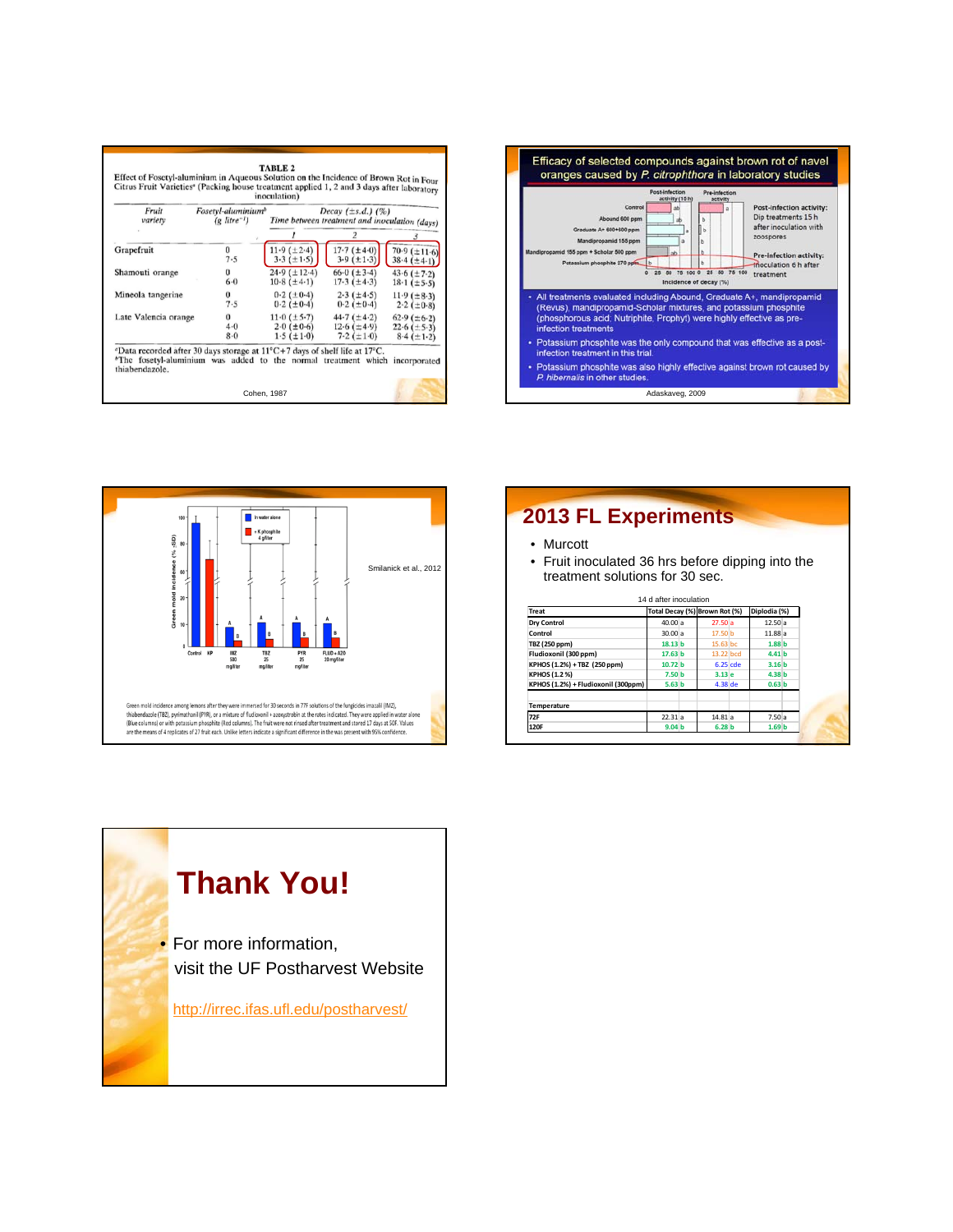**TABLE 2**

Effect of Fosetyl-aluminium in Aqueous Solution on the Incidence of Brown Rot in Four Citrus Fruit Varieties[a] (Packing house treatment applied 1, 2 and 3 days after laboratory inoculation)

| Fruit variety | Fosetyl-aluminium[b] (g litre⁻¹) | Decay (±s.d.) (%) Time between treatment and inoculation (days) 1 | 2 | 3 |
|---|---|---|---|---|
| Grapefruit | 0 | 11·9 (±2·4) | 17·7 (±4·0) | 70·9 (±11·6) |
| | 7·5 | 3·3 (±1·5) | 3·9 (±1·3) | 38·4 (±4·1) |
| Shamouti orange | 0 | 24·9 (±12·4) | 66·0 (±3·4) | 43·6 (±7·2) |
| | 6·0 | 10·8 (±4·1) | 17·3 (±3·4) | 18·1 (±5·5) |
| Mineola tangerine | 0 | 0·2 (±0·4) | 2·3 (±4·5) | 11·9 (±8·3) |
| | 7·5 | 0·2 (±0·4) | 0·2 (±0·4) | 2·2 (±0·8) |
| Late Valencia orange | 0 | 11·0 (±5·7) | 44·7 (±4·2) | 62·9 (±6·2) |
| | 4·0 | 2·0 (±0·6) | 12·6 (±4·9) | 22·6 (±5·3) |
| | 8·0 | 1·5 (±1·0) | 7·2 (±1·0) | 8·4 (±1·2) |

[a]Data recorded after 30 days storage at 11°C+7 days of shelf life at 17°C.
[b]The fosetyl-aluminium was added to the normal treatment which incorporated thiabendazole.

Cohen, 1987

## Efficacy of selected compounds against brown rot of navel oranges caused by *P. citrophthora* in laboratory studies

Post-infection activity
Pre-infection activity
Control
Abound 600 ppm
Graduate A+ 600+100 ppm
Mandipropamid 155 ppm
Mandipropamid 155 ppm + Scholar 500 ppm
Potassium phosphite 270 ppm
0 25 50 75 100 0 25 50 75 100
Incidence of decay (%)

Post-infection activity: Dip treatments 15 h after inoculation with zoospores

Pre-infection activity: Inoculation 6 h after treatment

- All treatments evaluated including Abound, Graduate A+, mandipropamid (Revus), mandipropamid-Scholar mixtures, and potassium phosphite (phosphorous acid: Nutriphite, Prophyt) were highly effective as pre-infection treatments
- Potassium phosphite was the only compound that was effective as a post-infection treatment in this trial.
- Potassium phosphite was also highly effective against brown rot caused by *P. hibernalis* in other studies.

Adaskaveg, 2009

Green mold incidence (% ±SD)
In water alone
+ K phosphite 4 g/liter
Control KP IMZ 500 mg/liter TBZ 25 mg/liter PYR 25 mg/liter FLUD+AZO 20 mg/liter

Smilanick et al., 2012

Green mold incidence among lemons after they were immersed for 30 seconds in 77F solutions of the fungicides imazalil (IMZ), thiabendazole (TBZ), pyrimethanil (PYR), or a mixture of fludioxonil + azoxystrobin at the rates indicated. They were applied in water alone (Blue columns) or with potassium phosphite (Red columns). The fruit were not rinsed after treatment and stored 17 days at 50F. Values are the means of 4 replicates of 27 fruit each. Unlike letters indicate a significant difference in the was present with 95% confidence.

## 2013 FL Experiments

- Murcott
- Fruit inoculated 36 hrs before dipping into the treatment solutions for 30 sec.

14 d after inoculation

| Treat | Total Decay (%) | | Brown Rot (%) | | Diplodia (%) | |
|---|---|---|---|---|---|---|
| Dry Control | 40.00 | a | 27.50 | a | 12.50 | a |
| Control | 30.00 | a | 17.50 | b | 11.88 | a |
| TBZ (250 ppm) | 18.13 | b | 15.63 | bc | 1.88 | b |
| Fludioxonil (300 ppm) | 17.63 | b | 13.22 | bcd | 4.41 | b |
| KPHOS (1.2%) + TBZ (250 ppm) | 10.72 | b | 6.25 | cde | 3.16 | b |
| KPHOS (1.2 %) | 7.50 | b | 3.13 | e | 4.38 | b |
| KPHOS (1.2%) + Fludioxonil (300ppm) | 5.63 | b | 4.38 | de | 0.63 | b |
| | | | | | | |
| Temperature | | | | | | |
| 72F | 22.31 | a | 14.81 | a | 7.50 | a |
| 120F | 9.04 | b | 6.28 | b | 1.69 | b |

# Thank You!

- For more information, visit the UF Postharvest Website

http://irrec.ifas.ufl.edu/postharvest/